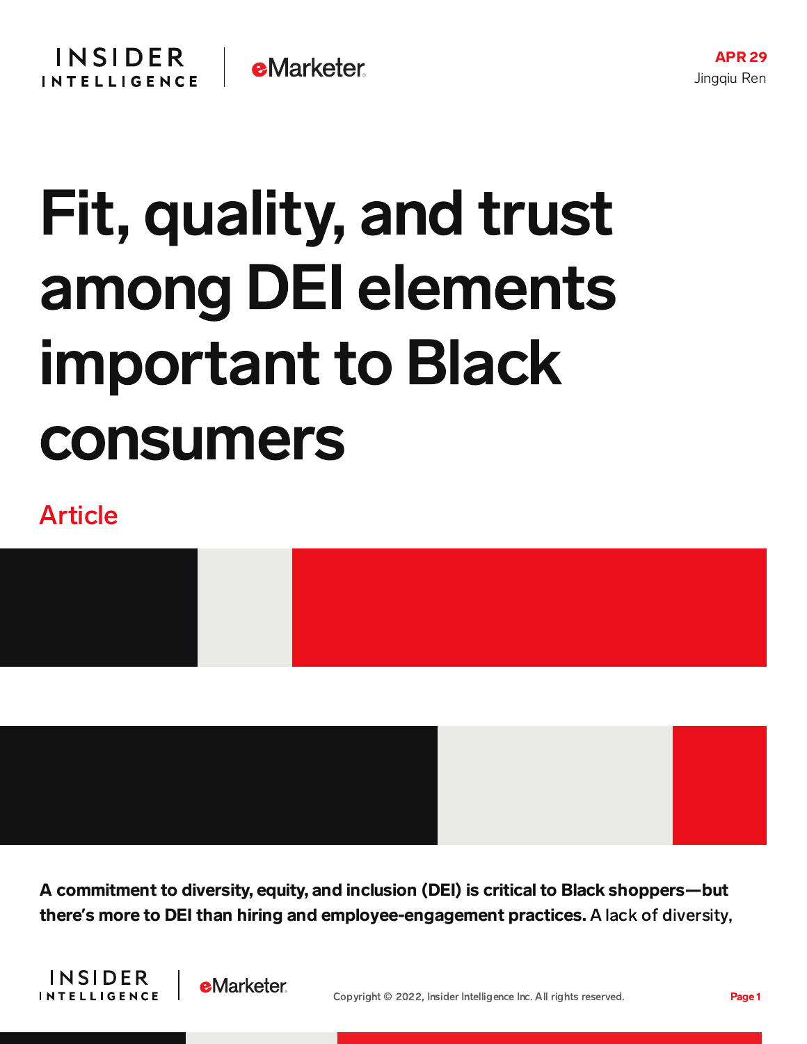APR 29
Jingqiu Ren

# Fit, quality, and trust among DEI elements important to Black consumers

Article

**A commitment to diversity, equity, and inclusion (DEI) is critical to Black shoppers—but there's more to DEI than hiring and employee-engagement practices.** A lack of diversity,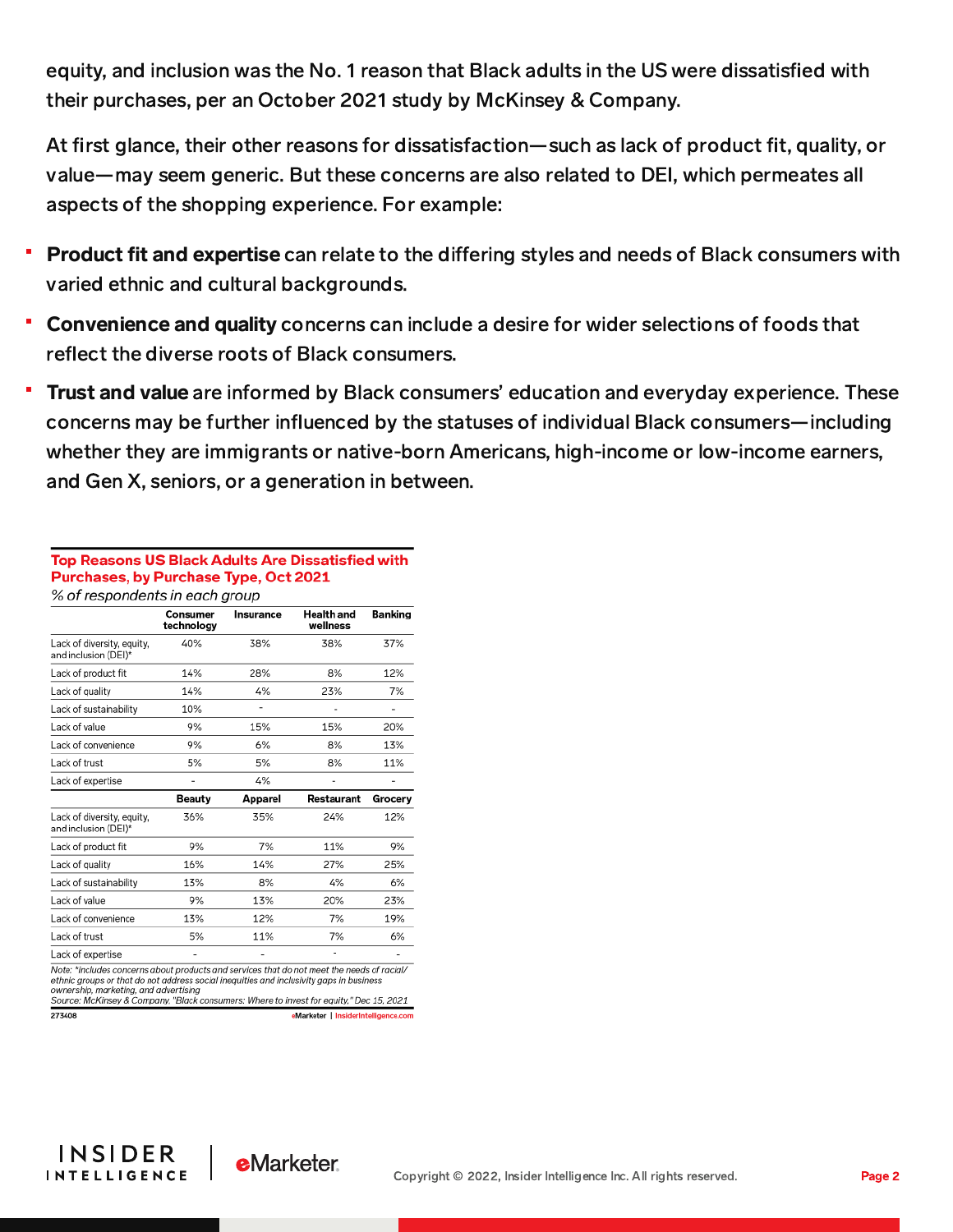equity, and inclusion was the No. 1 reason that Black adults in the US were dissatisfied with their purchases, per an October 2021 study by McKinsey & Company.

At first glance, their other reasons for dissatisfaction—such as lack of product fit, quality, or value—may seem generic. But these concerns are also related to DEI, which permeates all aspects of the shopping experience. For example:

- **Product fit and expertise** can relate to the differing styles and needs of Black consumers with varied ethnic and cultural backgrounds.
- **Convenience and quality** concerns can include a desire for wider selections of foods that reflect the diverse roots of Black consumers.
- **Trust and value** are informed by Black consumers' education and everyday experience. These concerns may be further influenced by the statuses of individual Black consumers—including whether they are immigrants or native-born Americans, high-income or low-income earners, and Gen X, seniors, or a generation in between.

**Top Reasons US Black Adults Are Dissatisfied with Purchases, by Purchase Type, Oct 2021**
*% of respondents in each group*

| | Consumer technology | Insurance | Health and wellness | Banking |
|---|---|---|---|---|
| Lack of diversity, equity, and inclusion (DEI)* | 40% | 38% | 38% | 37% |
| Lack of product fit | 14% | 28% | 8% | 12% |
| Lack of quality | 14% | 4% | 23% | 7% |
| Lack of sustainability | 10% | - | - | - |
| Lack of value | 9% | 15% | 15% | 20% |
| Lack of convenience | 9% | 6% | 8% | 13% |
| Lack of trust | 5% | 5% | 8% | 11% |
| Lack of expertise | - | 4% | - | - |
| | **Beauty** | **Apparel** | **Restaurant** | **Grocery** |
| Lack of diversity, equity, and inclusion (DEI)* | 36% | 35% | 24% | 12% |
| Lack of product fit | 9% | 7% | 11% | 9% |
| Lack of quality | 16% | 14% | 27% | 25% |
| Lack of sustainability | 13% | 8% | 4% | 6% |
| Lack of value | 9% | 13% | 20% | 23% |
| Lack of convenience | 13% | 12% | 7% | 19% |
| Lack of trust | 5% | 11% | 7% | 6% |
| Lack of expertise | - | - | - | - |

Note: *includes concerns about products and services that do not meet the needs of racial/ethnic groups or that do not address social inequities and inclusivity gaps in business ownership, marketing, and advertising
Source: McKinsey & Company, "Black consumers: Where to invest for equity," Dec 15, 2021
273408 eMarketer | InsiderIntelligence.com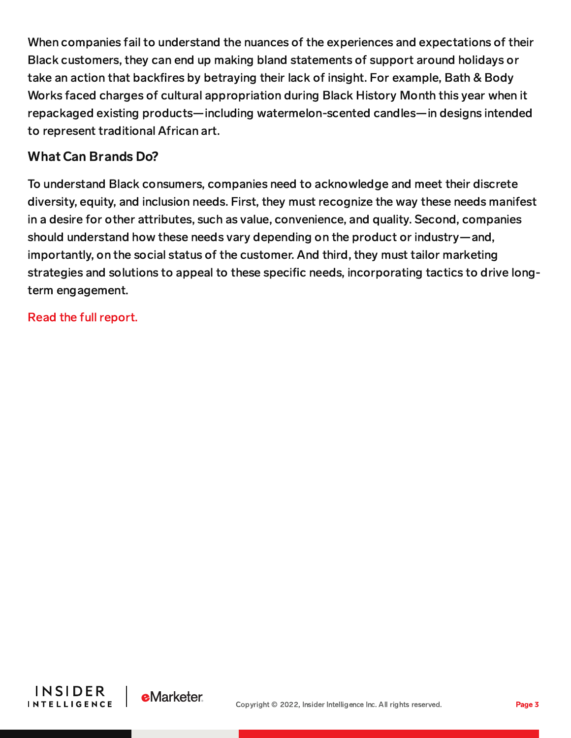When companies fail to understand the nuances of the experiences and expectations of their Black customers, they can end up making bland statements of support around holidays or take an action that backfires by betraying their lack of insight. For example, Bath & Body Works faced charges of cultural appropriation during Black History Month this year when it repackaged existing products—including watermelon-scented candles—in designs intended to represent traditional African art.

## What Can Brands Do?

To understand Black consumers, companies need to acknowledge and meet their discrete diversity, equity, and inclusion needs. First, they must recognize the way these needs manifest in a desire for other attributes, such as value, convenience, and quality. Second, companies should understand how these needs vary depending on the product or industry—and, importantly, on the social status of the customer. And third, they must tailor marketing strategies and solutions to appeal to these specific needs, incorporating tactics to drive long-term engagement.

Read the full report.